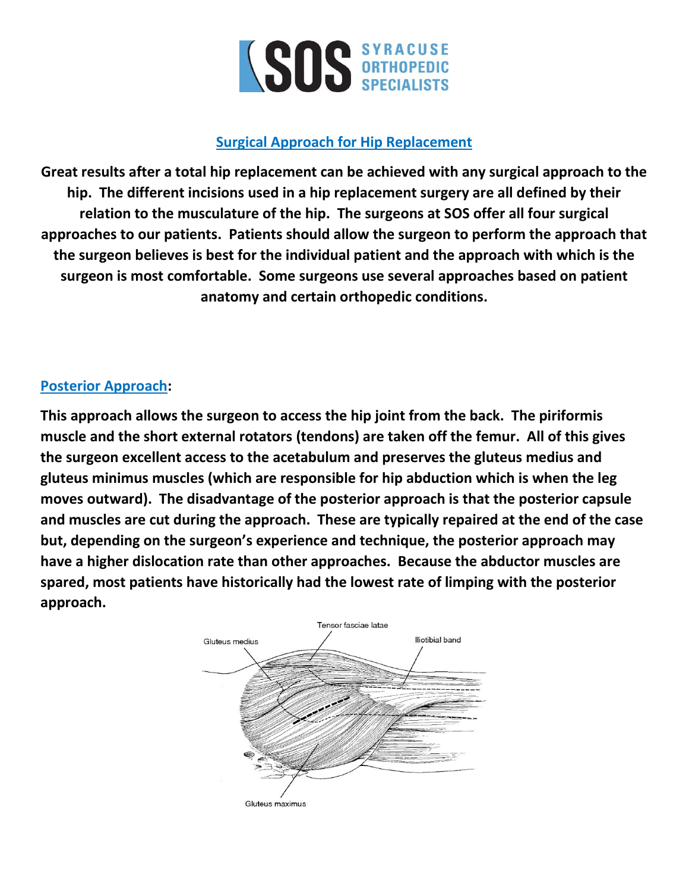# Surgical Approach for Hip Replacement

**Great results after a total hip replacement can be achieved with any surgical approach to the hip. The different incisions used in a hip replacement surgery are all defined by their relation to the musculature of the hip. The surgeons at SOS offer all four surgical approaches to our patients. Patients should allow the surgeon to perform the approach that the surgeon believes is best for the individual patient and the approach with which is the surgeon is most comfortable. Some surgeons use several approaches based on patient anatomy and certain orthopedic conditions.**

## Posterior Approach:

**This approach allows the surgeon to access the hip joint from the back. The piriformis muscle and the short external rotators (tendons) are taken off the femur. All of this gives the surgeon excellent access to the acetabulum and preserves the gluteus medius and gluteus minimus muscles (which are responsible for hip abduction which is when the leg moves outward). The disadvantage of the posterior approach is that the posterior capsule and muscles are cut during the approach. These are typically repaired at the end of the case but, depending on the surgeon's experience and technique, the posterior approach may have a higher dislocation rate than other approaches. Because the abductor muscles are spared, most patients have historically had the lowest rate of limping with the posterior approach.**

Tensor fasciae latae

Gluteus medius

Iliotibial band

Gluteus maximus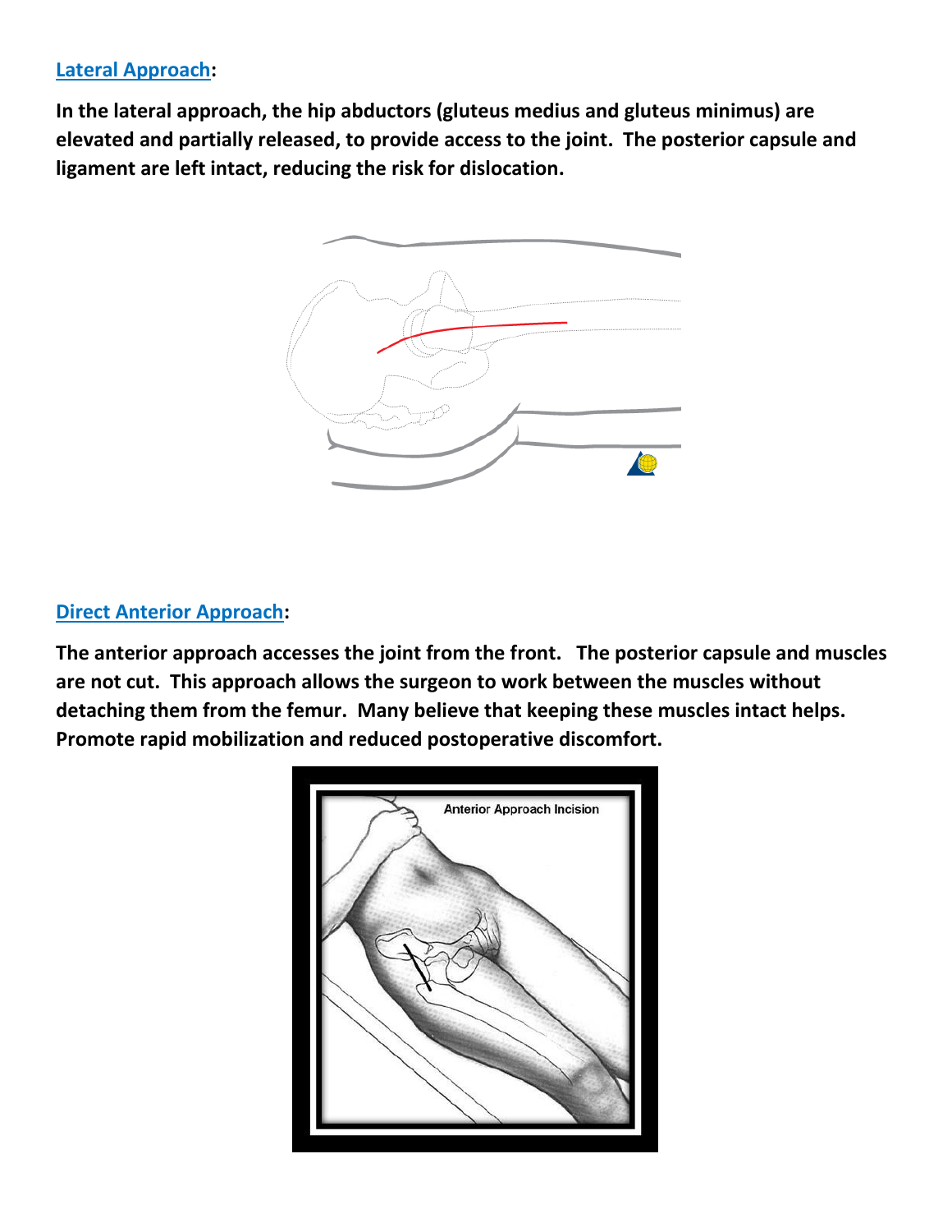**Lateral Approach:**

**In the lateral approach, the hip abductors (gluteus medius and gluteus minimus) are elevated and partially released, to provide access to the joint. The posterior capsule and ligament are left intact, reducing the risk for dislocation.**

**Direct Anterior Approach:**

**The anterior approach accesses the joint from the front. The posterior capsule and muscles are not cut. This approach allows the surgeon to work between the muscles without detaching them from the femur. Many believe that keeping these muscles intact helps. Promote rapid mobilization and reduced postoperative discomfort.**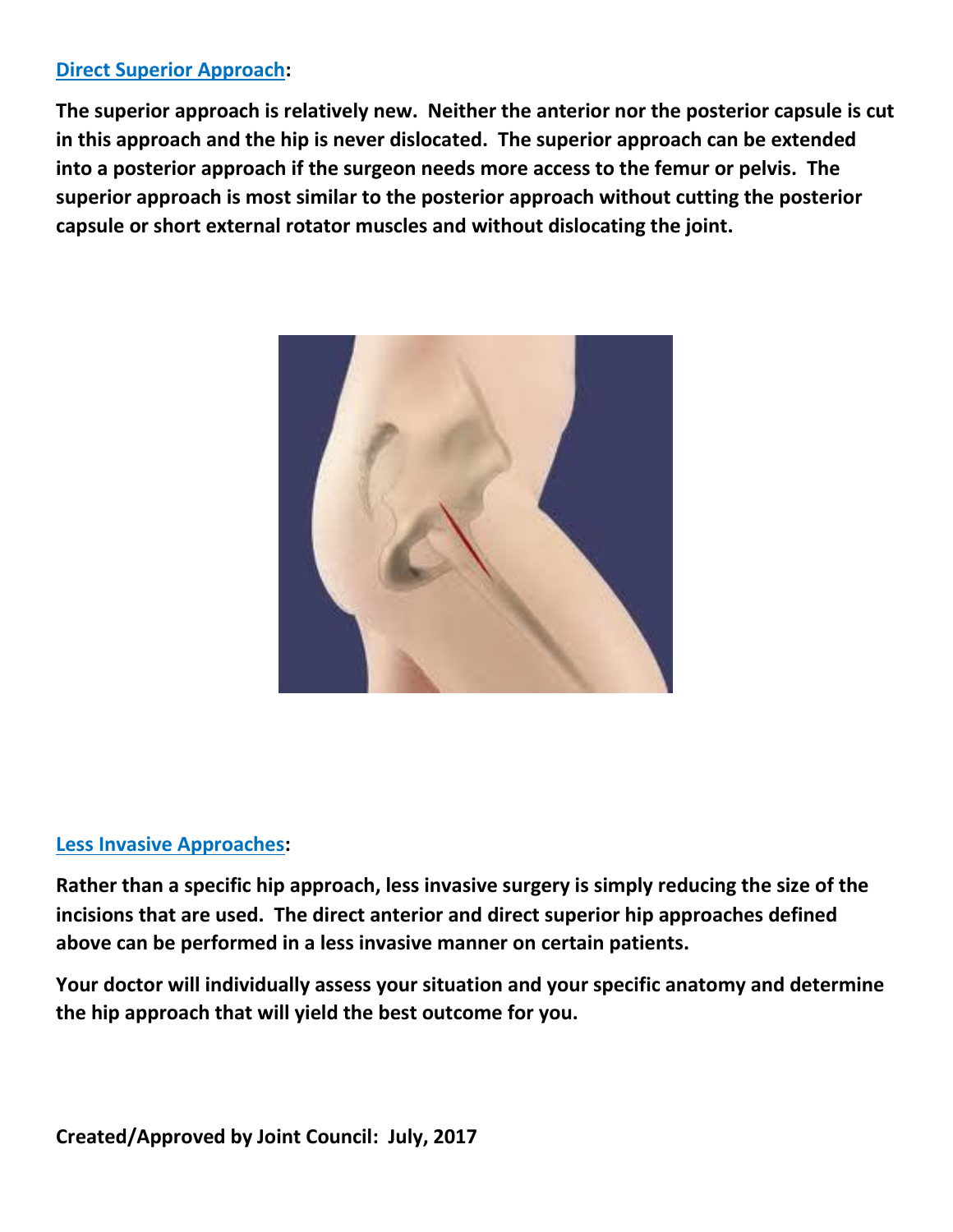## Direct Superior Approach:

**The superior approach is relatively new. Neither the anterior nor the posterior capsule is cut in this approach and the hip is never dislocated. The superior approach can be extended into a posterior approach if the surgeon needs more access to the femur or pelvis. The superior approach is most similar to the posterior approach without cutting the posterior capsule or short external rotator muscles and without dislocating the joint.**

## Less Invasive Approaches:

**Rather than a specific hip approach, less invasive surgery is simply reducing the size of the incisions that are used. The direct anterior and direct superior hip approaches defined above can be performed in a less invasive manner on certain patients.**

**Your doctor will individually assess your situation and your specific anatomy and determine the hip approach that will yield the best outcome for you.**

**Created/Approved by Joint Council: July, 2017**